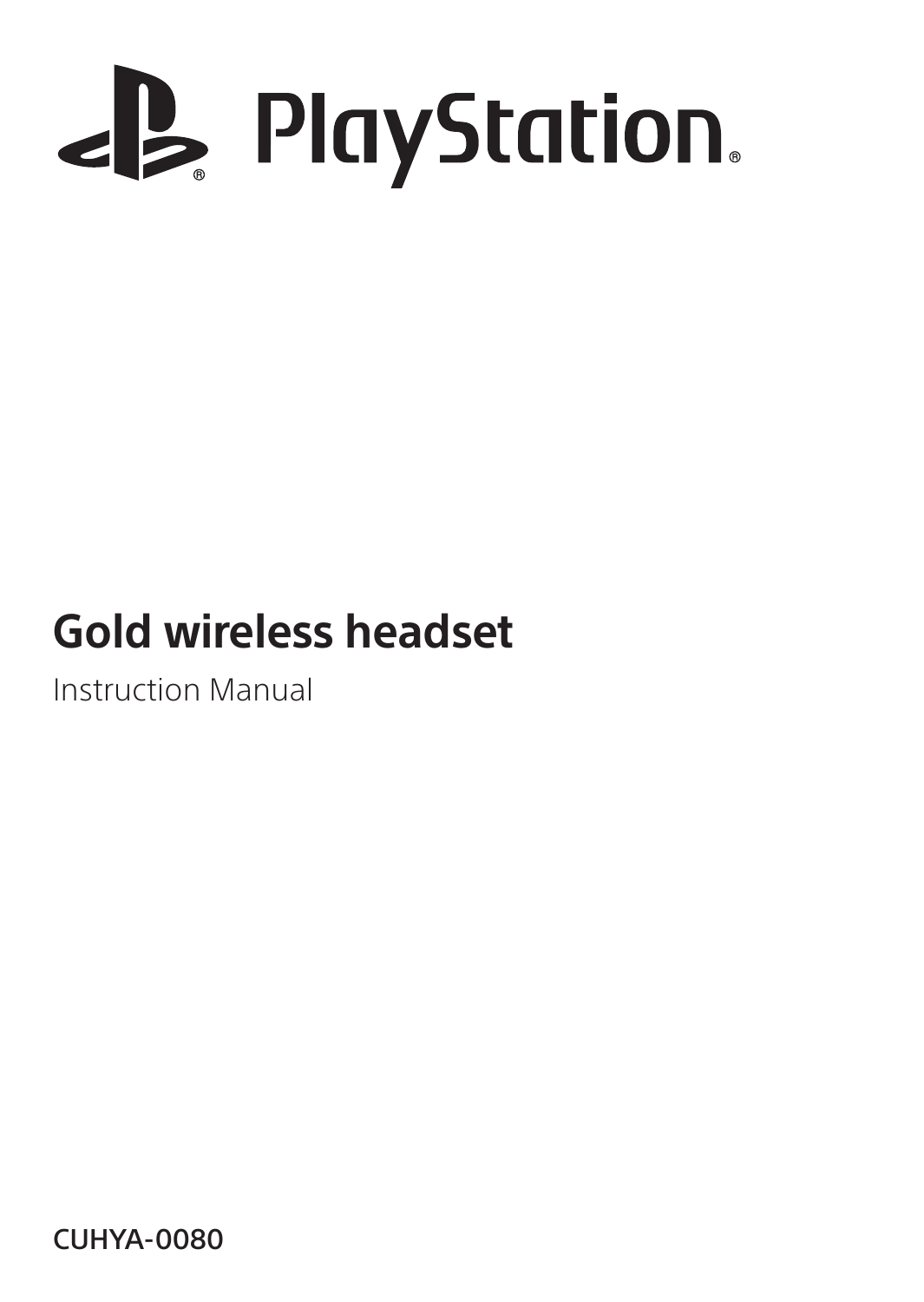PlayStation®

# Gold wireless headset

Instruction Manual

**CUHYA-0080**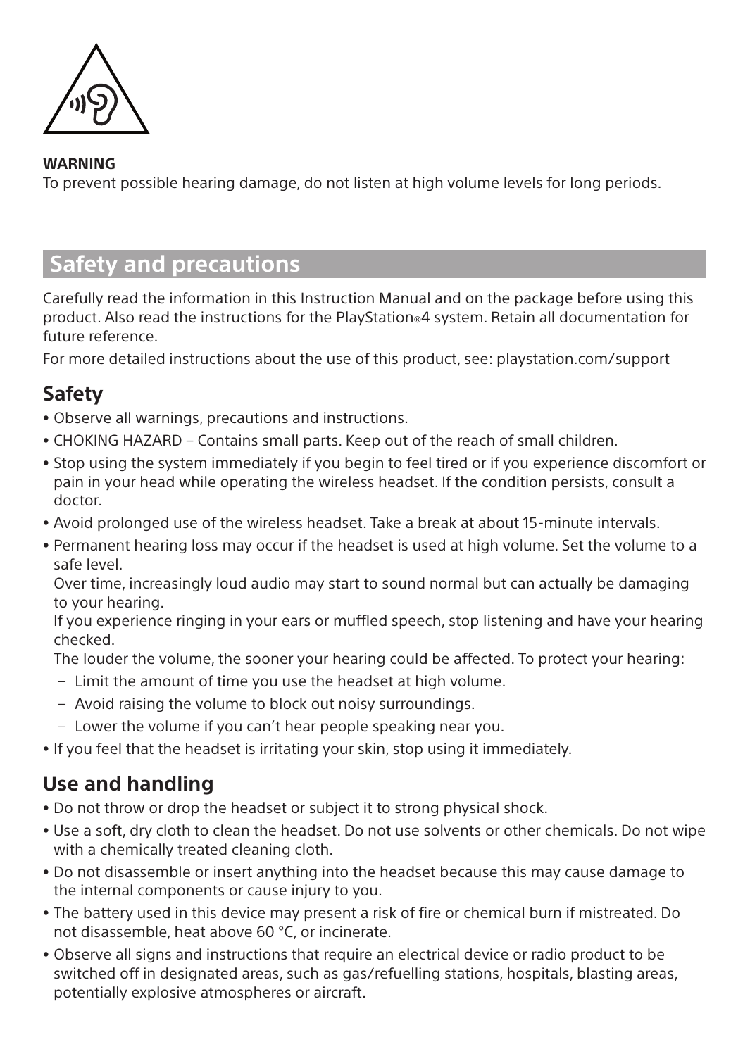**WARNING**

To prevent possible hearing damage, do not listen at high volume levels for long periods.

## Safety and precautions

Carefully read the information in this Instruction Manual and on the package before using this product. Also read the instructions for the PlayStation®4 system. Retain all documentation for future reference.

For more detailed instructions about the use of this product, see: playstation.com/support

### Safety

- Observe all warnings, precautions and instructions.
- CHOKING HAZARD – Contains small parts. Keep out of the reach of small children.
- Stop using the system immediately if you begin to feel tired or if you experience discomfort or pain in your head while operating the wireless headset. If the condition persists, consult a doctor.
- Avoid prolonged use of the wireless headset. Take a break at about 15-minute intervals.
- Permanent hearing loss may occur if the headset is used at high volume. Set the volume to a safe level.

  Over time, increasingly loud audio may start to sound normal but can actually be damaging to your hearing.

  If you experience ringing in your ears or muffled speech, stop listening and have your hearing checked.

  The louder the volume, the sooner your hearing could be affected. To protect your hearing:
  - Limit the amount of time you use the headset at high volume.
  - Avoid raising the volume to block out noisy surroundings.
  - Lower the volume if you can't hear people speaking near you.
- If you feel that the headset is irritating your skin, stop using it immediately.

### Use and handling

- Do not throw or drop the headset or subject it to strong physical shock.
- Use a soft, dry cloth to clean the headset. Do not use solvents or other chemicals. Do not wipe with a chemically treated cleaning cloth.
- Do not disassemble or insert anything into the headset because this may cause damage to the internal components or cause injury to you.
- The battery used in this device may present a risk of fire or chemical burn if mistreated. Do not disassemble, heat above 60 °C, or incinerate.
- Observe all signs and instructions that require an electrical device or radio product to be switched off in designated areas, such as gas/refuelling stations, hospitals, blasting areas, potentially explosive atmospheres or aircraft.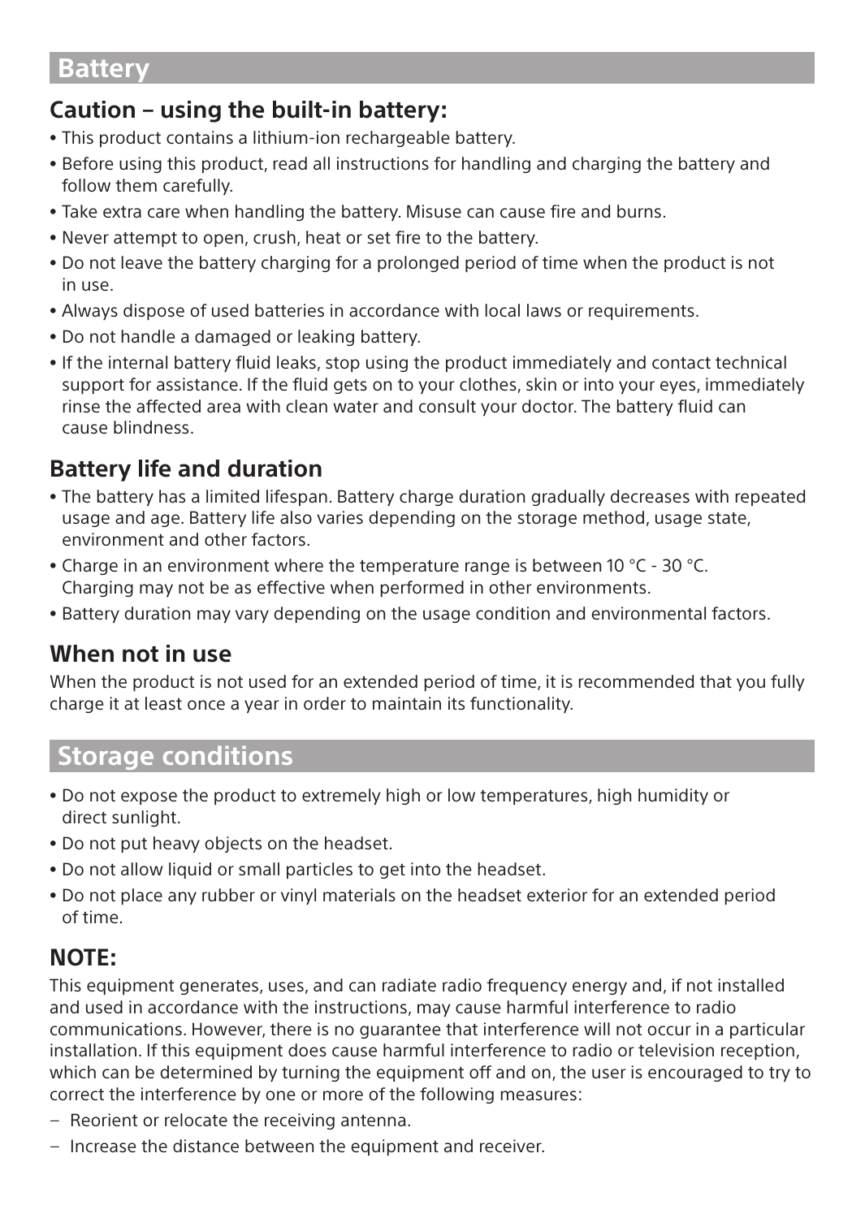## Battery

### Caution – using the built-in battery:

- This product contains a lithium-ion rechargeable battery.
- Before using this product, read all instructions for handling and charging the battery and follow them carefully.
- Take extra care when handling the battery. Misuse can cause fire and burns.
- Never attempt to open, crush, heat or set fire to the battery.
- Do not leave the battery charging for a prolonged period of time when the product is not in use.
- Always dispose of used batteries in accordance with local laws or requirements.
- Do not handle a damaged or leaking battery.
- If the internal battery fluid leaks, stop using the product immediately and contact technical support for assistance. If the fluid gets on to your clothes, skin or into your eyes, immediately rinse the affected area with clean water and consult your doctor. The battery fluid can cause blindness.

### Battery life and duration

- The battery has a limited lifespan. Battery charge duration gradually decreases with repeated usage and age. Battery life also varies depending on the storage method, usage state, environment and other factors.
- Charge in an environment where the temperature range is between 10 °C - 30 °C. Charging may not be as effective when performed in other environments.
- Battery duration may vary depending on the usage condition and environmental factors.

### When not in use

When the product is not used for an extended period of time, it is recommended that you fully charge it at least once a year in order to maintain its functionality.

## Storage conditions

- Do not expose the product to extremely high or low temperatures, high humidity or direct sunlight.
- Do not put heavy objects on the headset.
- Do not allow liquid or small particles to get into the headset.
- Do not place any rubber or vinyl materials on the headset exterior for an extended period of time.

### NOTE:

This equipment generates, uses, and can radiate radio frequency energy and, if not installed and used in accordance with the instructions, may cause harmful interference to radio communications. However, there is no guarantee that interference will not occur in a particular installation. If this equipment does cause harmful interference to radio or television reception, which can be determined by turning the equipment off and on, the user is encouraged to try to correct the interference by one or more of the following measures:

- Reorient or relocate the receiving antenna.
- Increase the distance between the equipment and receiver.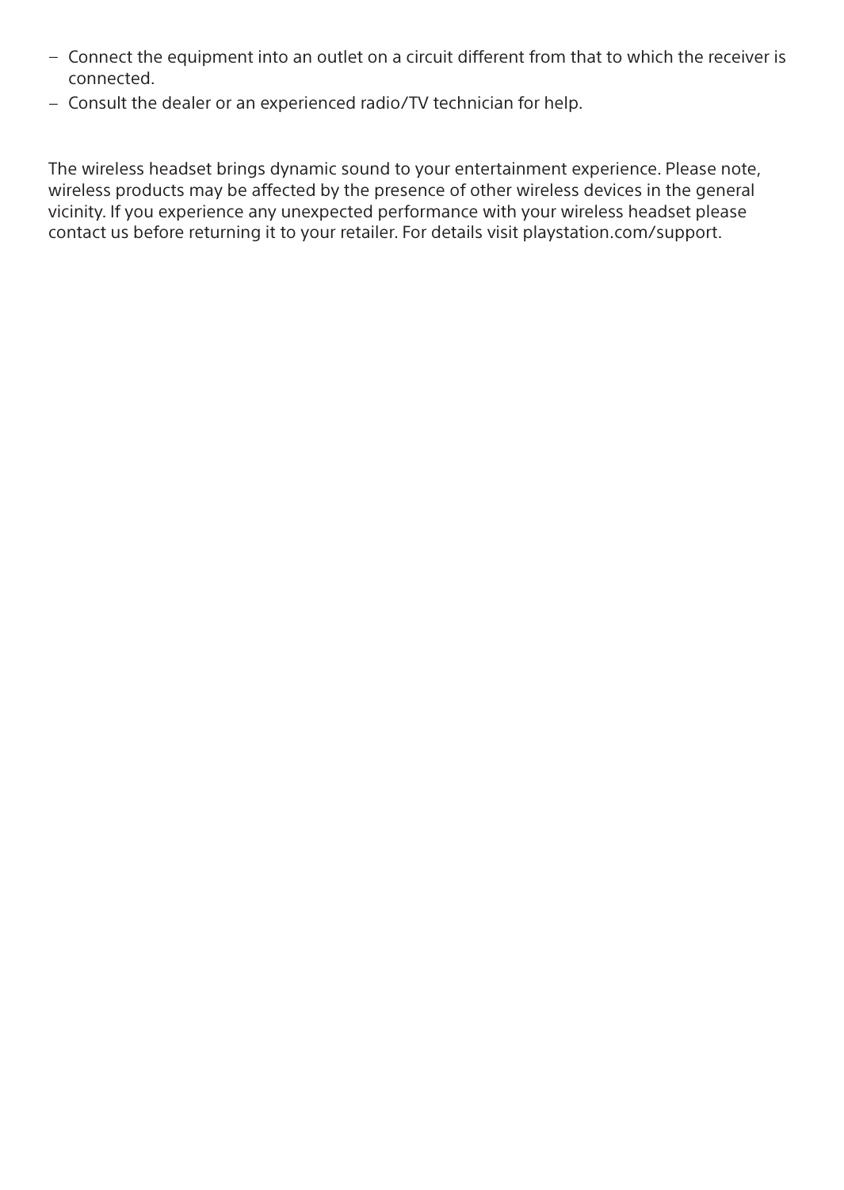- Connect the equipment into an outlet on a circuit different from that to which the receiver is connected.
- Consult the dealer or an experienced radio/TV technician for help.

The wireless headset brings dynamic sound to your entertainment experience. Please note, wireless products may be affected by the presence of other wireless devices in the general vicinity. If you experience any unexpected performance with your wireless headset please contact us before returning it to your retailer. For details visit playstation.com/support.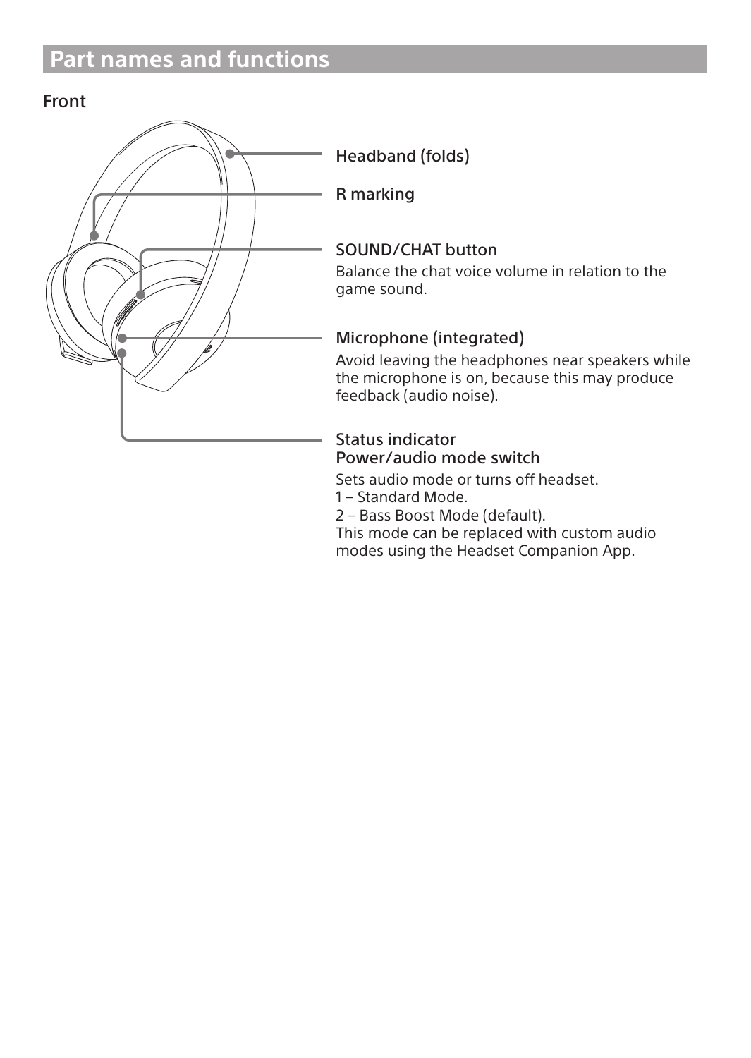# Part names and functions

## Front

**Headband (folds)**

**R marking**

**SOUND/CHAT button**

Balance the chat voice volume in relation to the game sound.

**Microphone (integrated)**

Avoid leaving the headphones near speakers while the microphone is on, because this may produce feedback (audio noise).

**Status indicator**
**Power/audio mode switch**

Sets audio mode or turns off headset.
1 – Standard Mode.
2 – Bass Boost Mode (default).
This mode can be replaced with custom audio modes using the Headset Companion App.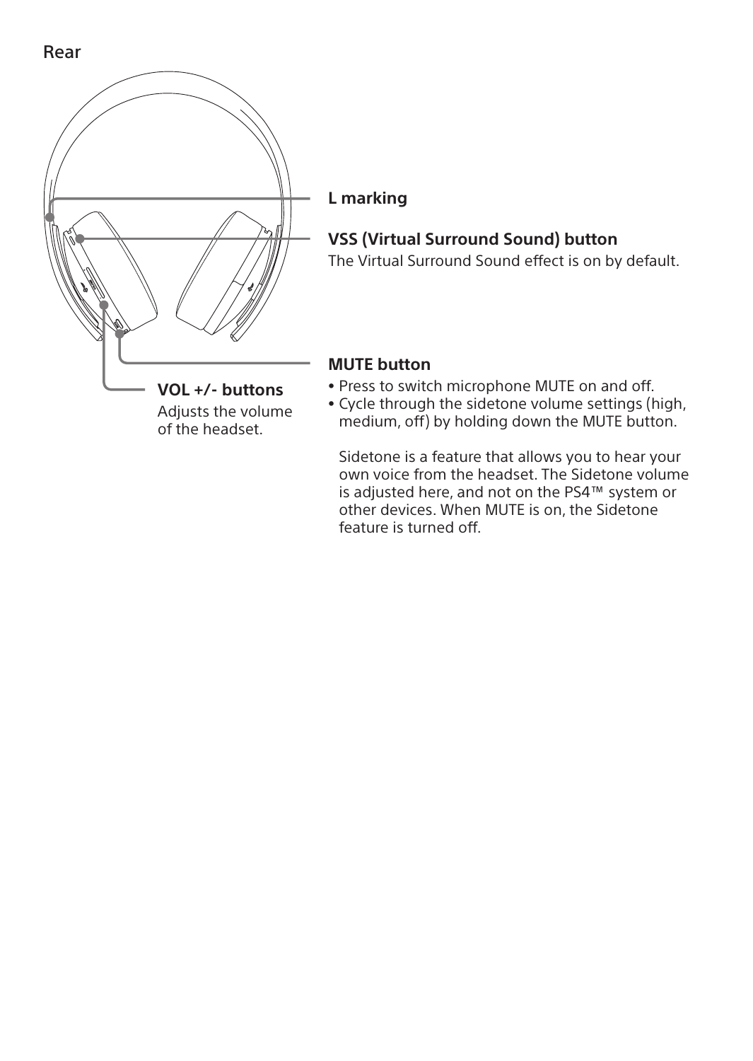## Rear

**L marking**

**VSS (Virtual Surround Sound) button**

The Virtual Surround Sound effect is on by default.

**VOL +/- buttons**

Adjusts the volume of the headset.

**MUTE button**

- Press to switch microphone MUTE on and off.
- Cycle through the sidetone volume settings (high, medium, off) by holding down the MUTE button.

  Sidetone is a feature that allows you to hear your own voice from the headset. The Sidetone volume is adjusted here, and not on the PS4™ system or other devices. When MUTE is on, the Sidetone feature is turned off.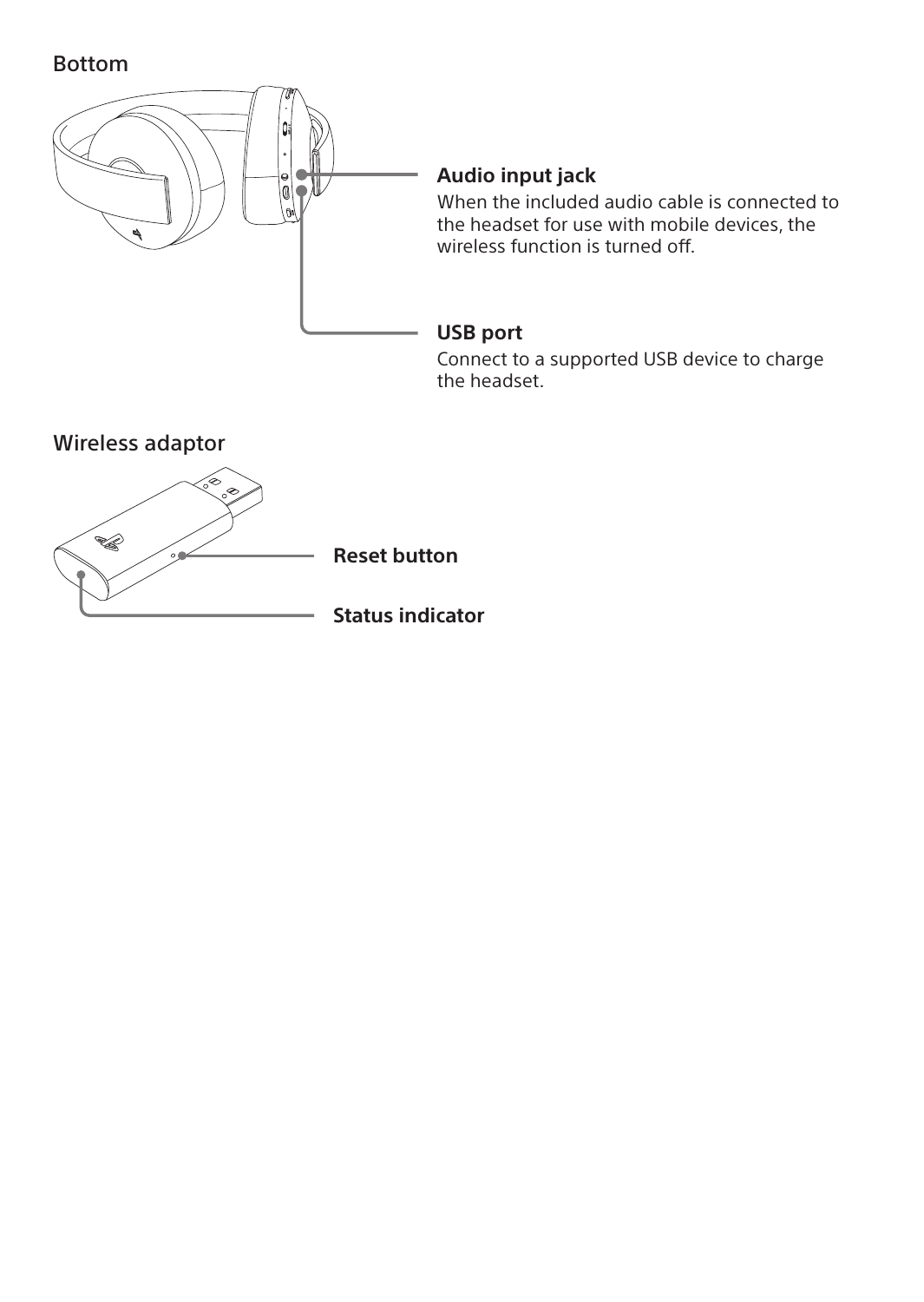## Bottom

**Audio input jack**

When the included audio cable is connected to the headset for use with mobile devices, the wireless function is turned off.

**USB port**

Connect to a supported USB device to charge the headset.

## Wireless adaptor

**Reset button**

**Status indicator**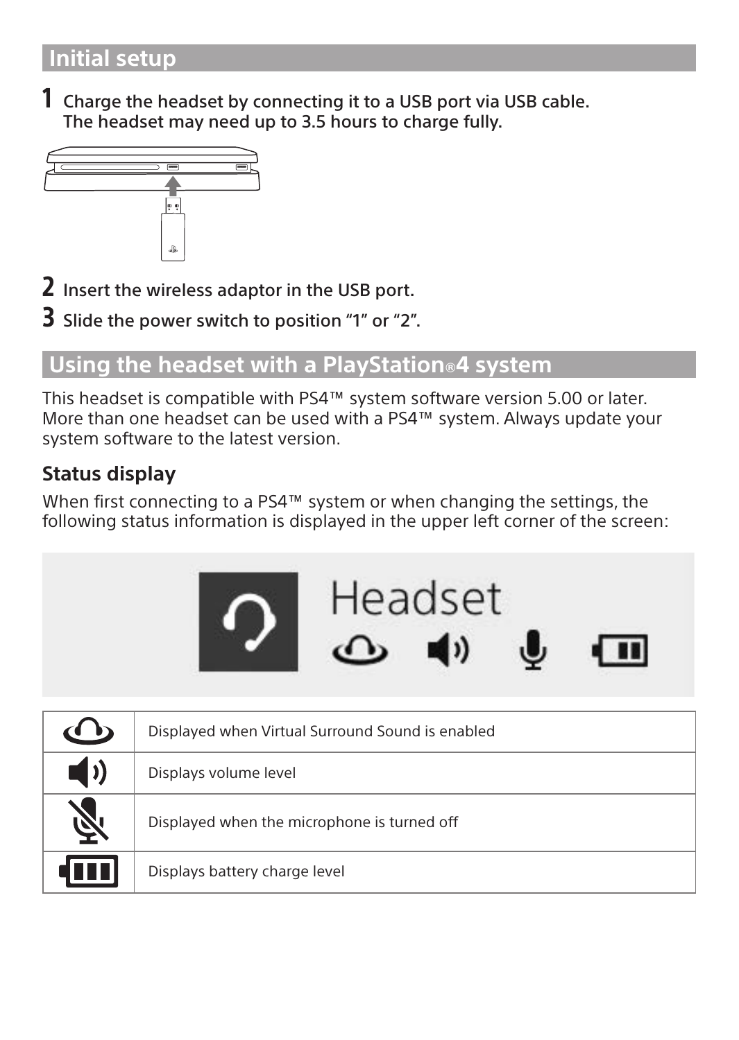## Initial setup

**1** Charge the headset by connecting it to a USB port via USB cable. The headset may need up to 3.5 hours to charge fully.

**2** Insert the wireless adaptor in the USB port.

**3** Slide the power switch to position “1” or “2”.

## Using the headset with a PlayStation®4 system

This headset is compatible with PS4™ system software version 5.00 or later. More than one headset can be used with a PS4™ system. Always update your system software to the latest version.

### Status display

When first connecting to a PS4™ system or when changing the settings, the following status information is displayed in the upper left corner of the screen:

Headset

| Icon | Description |
| --- | --- |
| | Displayed when Virtual Surround Sound is enabled |
| | Displays volume level |
| | Displayed when the microphone is turned off |
| | Displays battery charge level |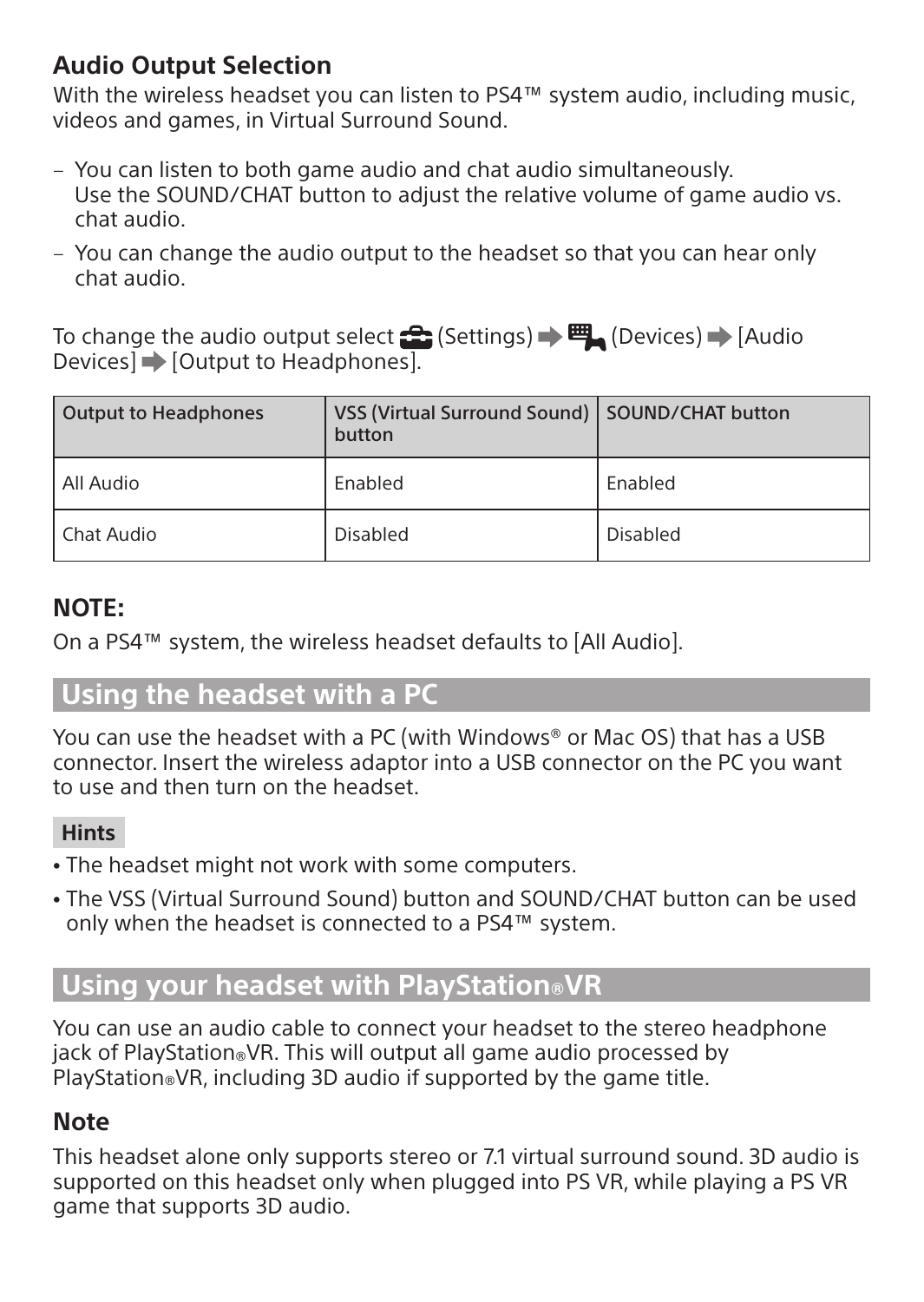### Audio Output Selection

With the wireless headset you can listen to PS4™ system audio, including music, videos and games, in Virtual Surround Sound.

- You can listen to both game audio and chat audio simultaneously. Use the SOUND/CHAT button to adjust the relative volume of game audio vs. chat audio.
- You can change the audio output to the headset so that you can hear only chat audio.

To change the audio output select (Settings) ➡ (Devices) ➡ [Audio Devices] ➡ [Output to Headphones].

| Output to Headphones | VSS (Virtual Surround Sound) button | SOUND/CHAT button |
|---|---|---|
| All Audio | Enabled | Enabled |
| Chat Audio | Disabled | Disabled |

### NOTE:

On a PS4™ system, the wireless headset defaults to [All Audio].

## Using the headset with a PC

You can use the headset with a PC (with Windows® or Mac OS) that has a USB connector. Insert the wireless adaptor into a USB connector on the PC you want to use and then turn on the headset.

**Hints**

- The headset might not work with some computers.
- The VSS (Virtual Surround Sound) button and SOUND/CHAT button can be used only when the headset is connected to a PS4™ system.

## Using your headset with PlayStation®VR

You can use an audio cable to connect your headset to the stereo headphone jack of PlayStation®VR. This will output all game audio processed by PlayStation®VR, including 3D audio if supported by the game title.

### Note

This headset alone only supports stereo or 7.1 virtual surround sound. 3D audio is supported on this headset only when plugged into PS VR, while playing a PS VR game that supports 3D audio.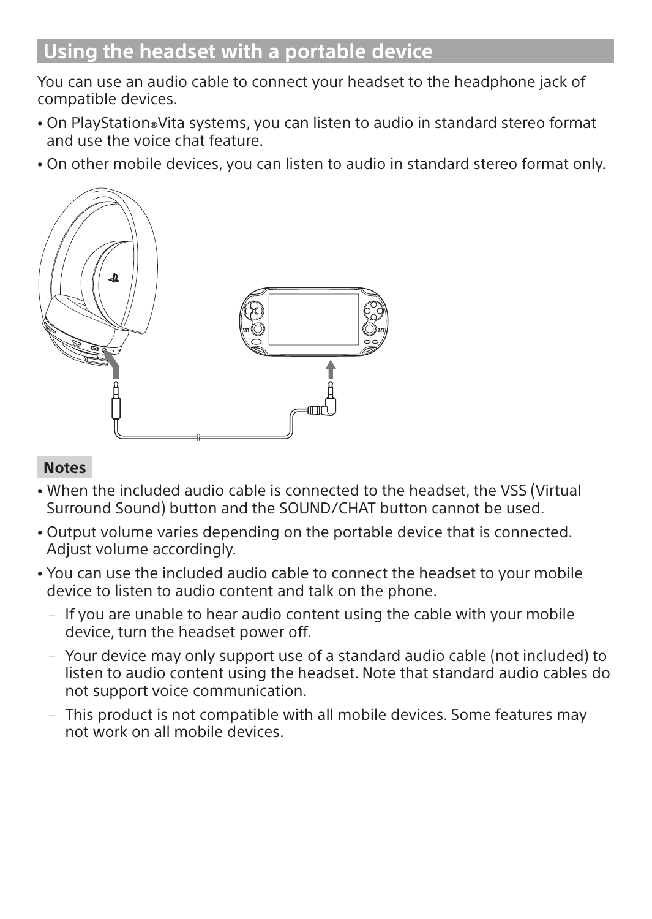## Using the headset with a portable device

You can use an audio cable to connect your headset to the headphone jack of compatible devices.

- On PlayStation®Vita systems, you can listen to audio in standard stereo format and use the voice chat feature.
- On other mobile devices, you can listen to audio in standard stereo format only.

**Notes**

- When the included audio cable is connected to the headset, the VSS (Virtual Surround Sound) button and the SOUND/CHAT button cannot be used.
- Output volume varies depending on the portable device that is connected. Adjust volume accordingly.
- You can use the included audio cable to connect the headset to your mobile device to listen to audio content and talk on the phone.
  - If you are unable to hear audio content using the cable with your mobile device, turn the headset power off.
  - Your device may only support use of a standard audio cable (not included) to listen to audio content using the headset. Note that standard audio cables do not support voice communication.
  - This product is not compatible with all mobile devices. Some features may not work on all mobile devices.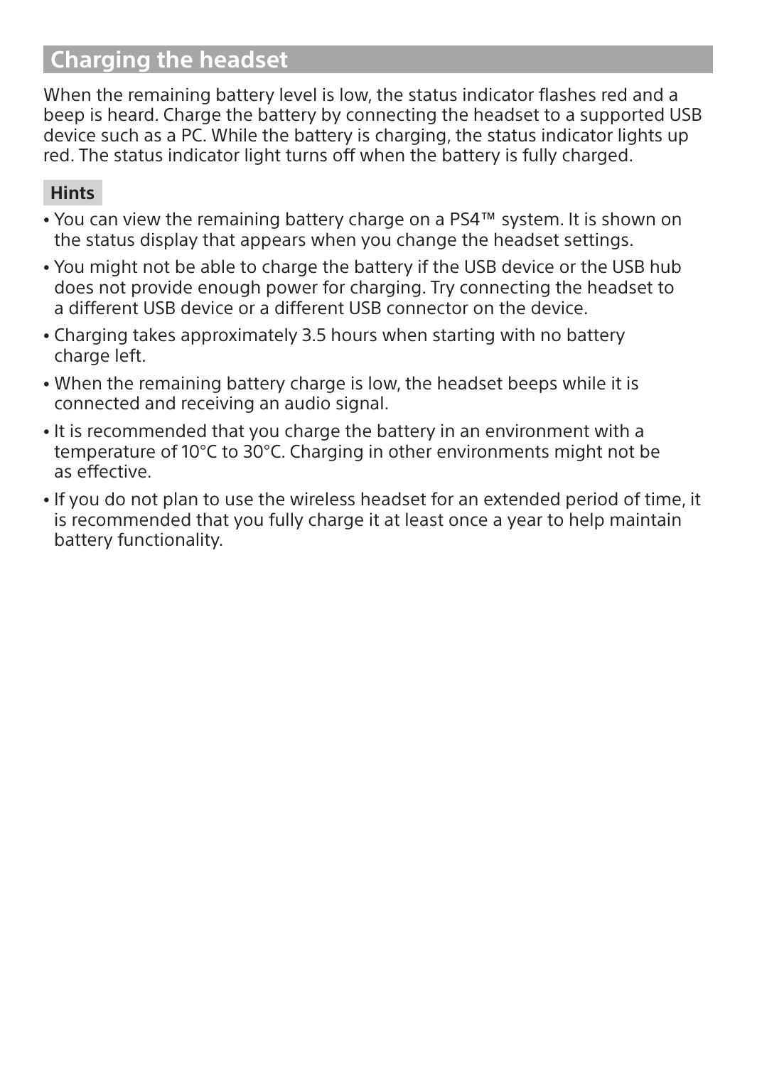## Charging the headset

When the remaining battery level is low, the status indicator flashes red and a beep is heard. Charge the battery by connecting the headset to a supported USB device such as a PC. While the battery is charging, the status indicator lights up red. The status indicator light turns off when the battery is fully charged.

### Hints

- You can view the remaining battery charge on a PS4™ system. It is shown on the status display that appears when you change the headset settings.
- You might not be able to charge the battery if the USB device or the USB hub does not provide enough power for charging. Try connecting the headset to a different USB device or a different USB connector on the device.
- Charging takes approximately 3.5 hours when starting with no battery charge left.
- When the remaining battery charge is low, the headset beeps while it is connected and receiving an audio signal.
- It is recommended that you charge the battery in an environment with a temperature of 10°C to 30°C. Charging in other environments might not be as effective.
- If you do not plan to use the wireless headset for an extended period of time, it is recommended that you fully charge it at least once a year to help maintain battery functionality.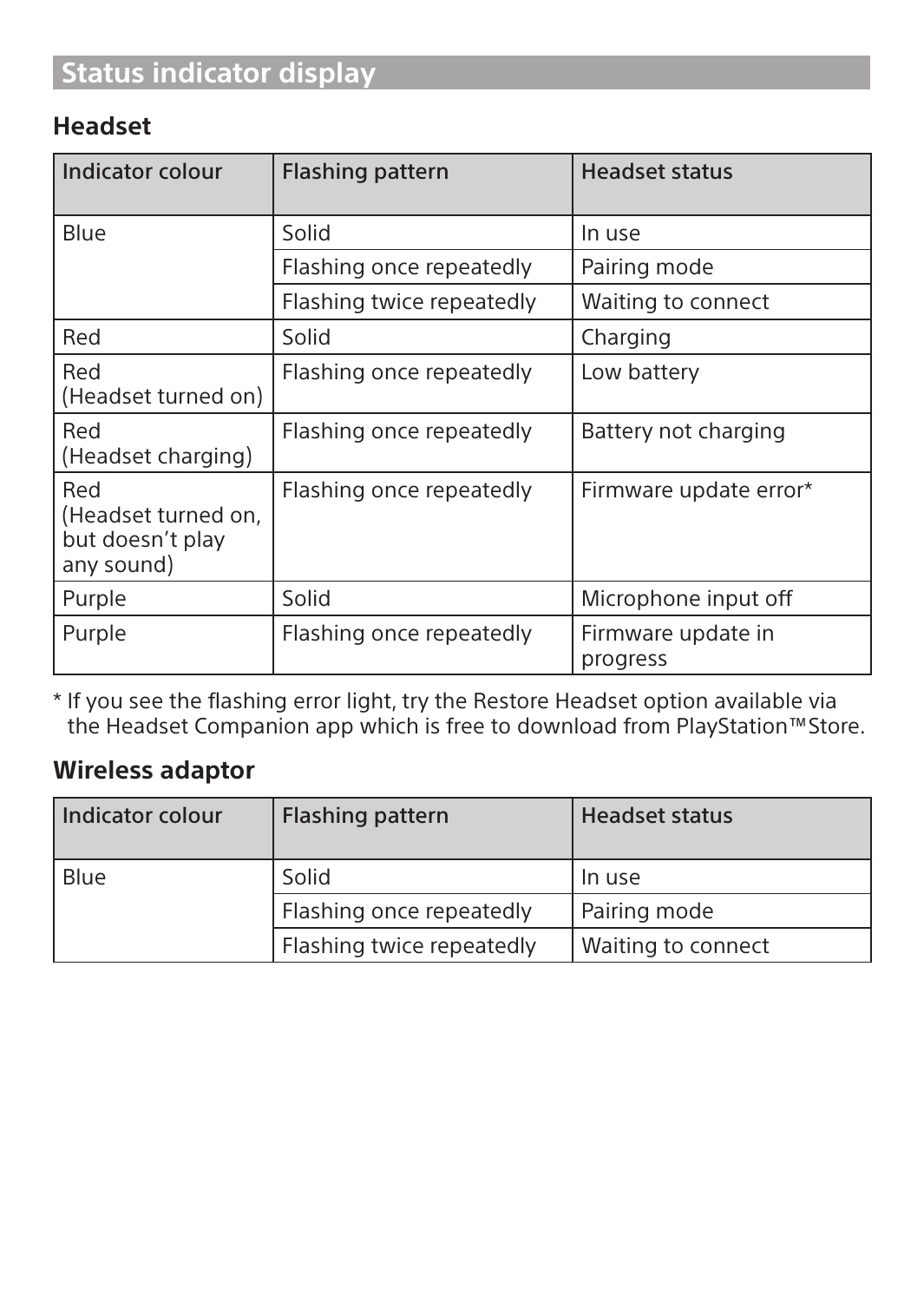## Status indicator display

### Headset

| Indicator colour | Flashing pattern | Headset status |
|---|---|---|
| Blue | Solid | In use |
| | Flashing once repeatedly | Pairing mode |
| | Flashing twice repeatedly | Waiting to connect |
| Red | Solid | Charging |
| Red (Headset turned on) | Flashing once repeatedly | Low battery |
| Red (Headset charging) | Flashing once repeatedly | Battery not charging |
| Red (Headset turned on, but doesn't play any sound) | Flashing once repeatedly | Firmware update error* |
| Purple | Solid | Microphone input off |
| Purple | Flashing once repeatedly | Firmware update in progress |

* If you see the flashing error light, try the Restore Headset option available via the Headset Companion app which is free to download from PlayStation™Store.

### Wireless adaptor

| Indicator colour | Flashing pattern | Headset status |
|---|---|---|
| Blue | Solid | In use |
| | Flashing once repeatedly | Pairing mode |
| | Flashing twice repeatedly | Waiting to connect |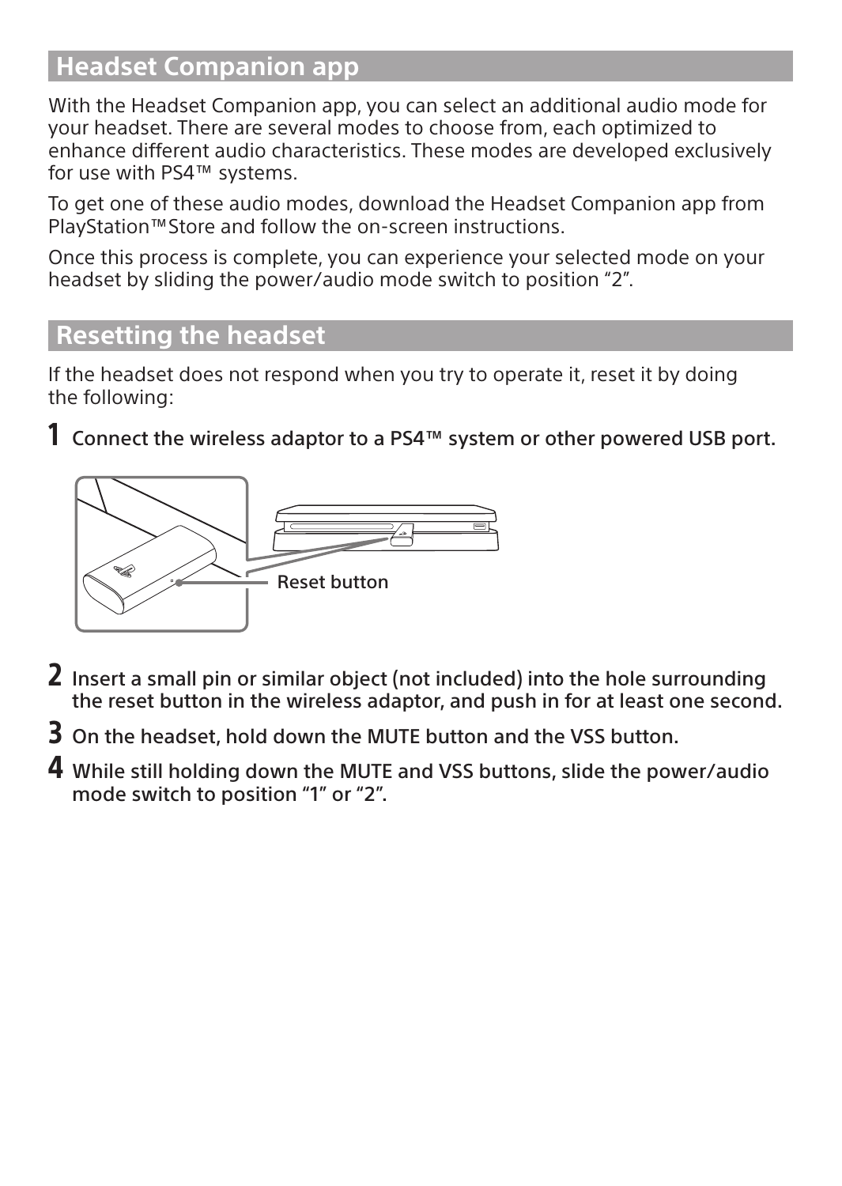## Headset Companion app

With the Headset Companion app, you can select an additional audio mode for your headset. There are several modes to choose from, each optimized to enhance different audio characteristics. These modes are developed exclusively for use with PS4™ systems.

To get one of these audio modes, download the Headset Companion app from PlayStation™Store and follow the on-screen instructions.

Once this process is complete, you can experience your selected mode on your headset by sliding the power/audio mode switch to position "2".

## Resetting the headset

If the headset does not respond when you try to operate it, reset it by doing the following:

1. **Connect the wireless adaptor to a PS4™ system or other powered USB port.**

   Reset button

2. **Insert a small pin or similar object (not included) into the hole surrounding the reset button in the wireless adaptor, and push in for at least one second.**
3. **On the headset, hold down the MUTE button and the VSS button.**
4. **While still holding down the MUTE and VSS buttons, slide the power/audio mode switch to position "1" or "2".**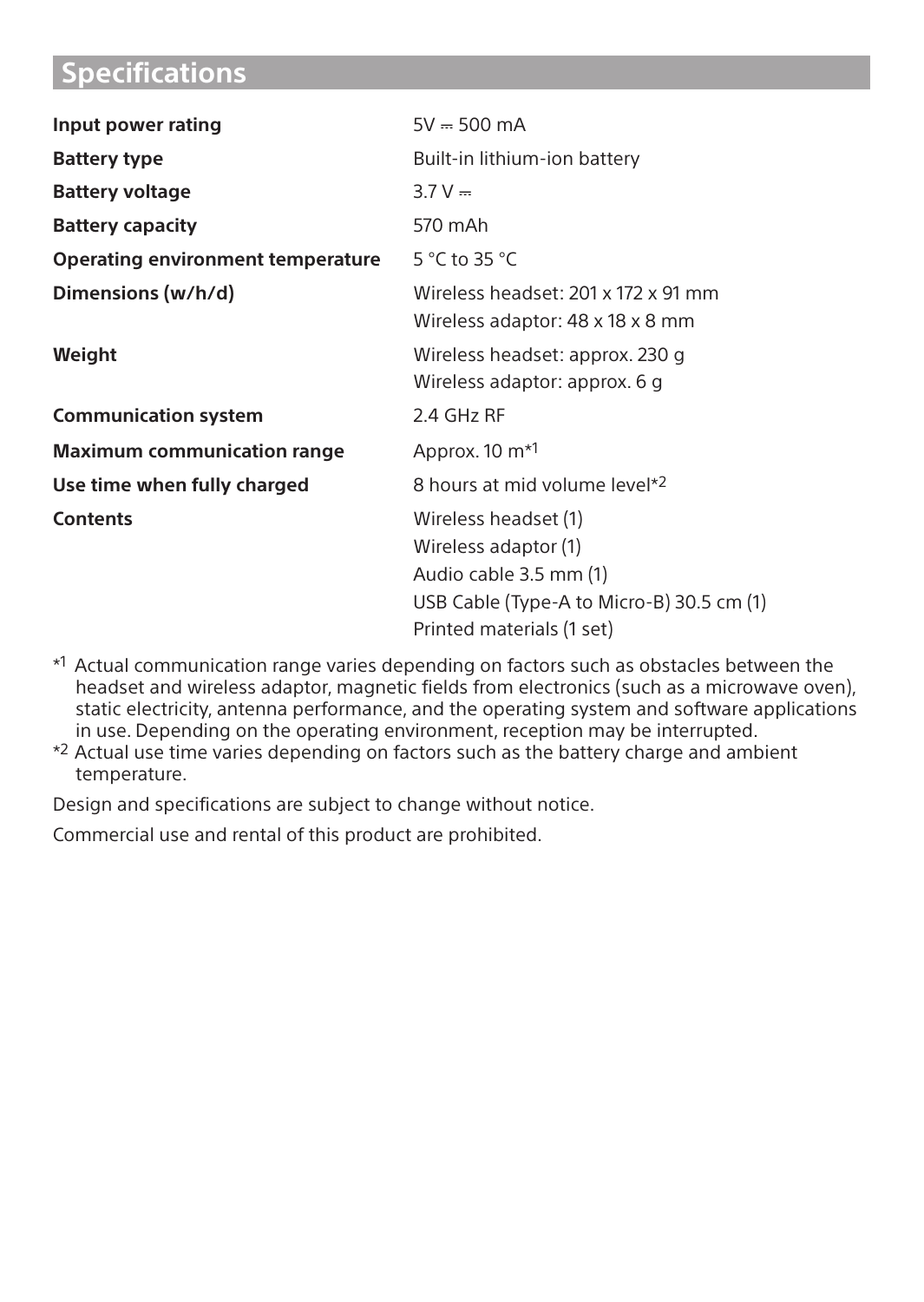## Specifications

| | |
|---|---|
| **Input power rating** | 5V ⎓ 500 mA |
| **Battery type** | Built-in lithium-ion battery |
| **Battery voltage** | 3.7 V ⎓ |
| **Battery capacity** | 570 mAh |
| **Operating environment temperature** | 5 °C to 35 °C |
| **Dimensions (w/h/d)** | Wireless headset: 201 x 172 x 91 mm<br>Wireless adaptor: 48 x 18 x 8 mm |
| **Weight** | Wireless headset: approx. 230 g<br>Wireless adaptor: approx. 6 g |
| **Communication system** | 2.4 GHz RF |
| **Maximum communication range** | Approx. 10 m*1 |
| **Use time when fully charged** | 8 hours at mid volume level*2 |
| **Contents** | Wireless headset (1)<br>Wireless adaptor (1)<br>Audio cable 3.5 mm (1)<br>USB Cable (Type-A to Micro-B) 30.5 cm (1)<br>Printed materials (1 set) |

*1 Actual communication range varies depending on factors such as obstacles between the headset and wireless adaptor, magnetic fields from electronics (such as a microwave oven), static electricity, antenna performance, and the operating system and software applications in use. Depending on the operating environment, reception may be interrupted.

*2 Actual use time varies depending on factors such as the battery charge and ambient temperature.

Design and specifications are subject to change without notice.

Commercial use and rental of this product are prohibited.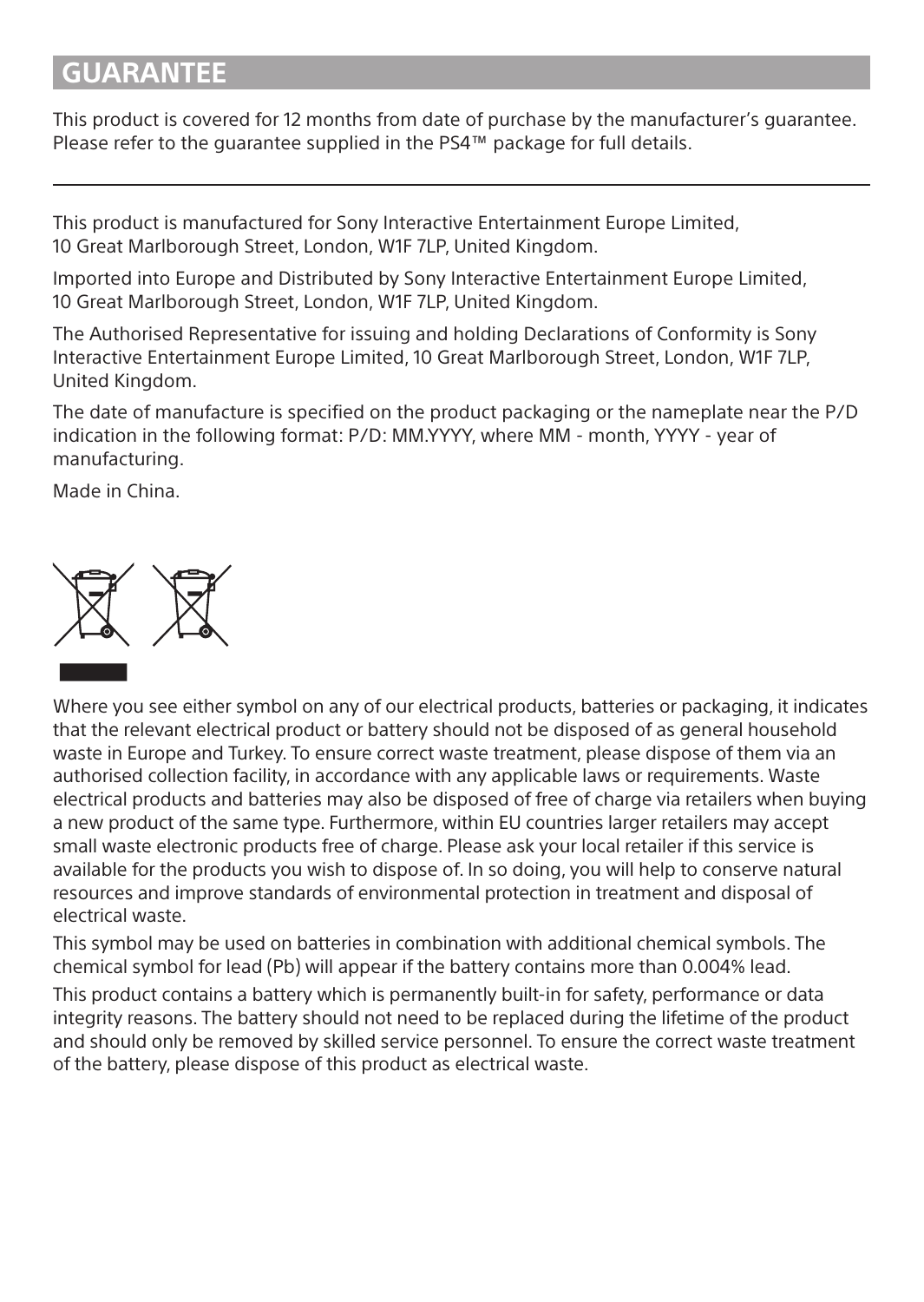## GUARANTEE

This product is covered for 12 months from date of purchase by the manufacturer's guarantee. Please refer to the guarantee supplied in the PS4™ package for full details.

---

This product is manufactured for Sony Interactive Entertainment Europe Limited, 10 Great Marlborough Street, London, W1F 7LP, United Kingdom.

Imported into Europe and Distributed by Sony Interactive Entertainment Europe Limited, 10 Great Marlborough Street, London, W1F 7LP, United Kingdom.

The Authorised Representative for issuing and holding Declarations of Conformity is Sony Interactive Entertainment Europe Limited, 10 Great Marlborough Street, London, W1F 7LP, United Kingdom.

The date of manufacture is specified on the product packaging or the nameplate near the P/D indication in the following format: P/D: MM.YYYY, where MM - month, YYYY - year of manufacturing.

Made in China.

Where you see either symbol on any of our electrical products, batteries or packaging, it indicates that the relevant electrical product or battery should not be disposed of as general household waste in Europe and Turkey. To ensure correct waste treatment, please dispose of them via an authorised collection facility, in accordance with any applicable laws or requirements. Waste electrical products and batteries may also be disposed of free of charge via retailers when buying a new product of the same type. Furthermore, within EU countries larger retailers may accept small waste electronic products free of charge. Please ask your local retailer if this service is available for the products you wish to dispose of. In so doing, you will help to conserve natural resources and improve standards of environmental protection in treatment and disposal of electrical waste.

This symbol may be used on batteries in combination with additional chemical symbols. The chemical symbol for lead (Pb) will appear if the battery contains more than 0.004% lead.

This product contains a battery which is permanently built-in for safety, performance or data integrity reasons. The battery should not need to be replaced during the lifetime of the product and should only be removed by skilled service personnel. To ensure the correct waste treatment of the battery, please dispose of this product as electrical waste.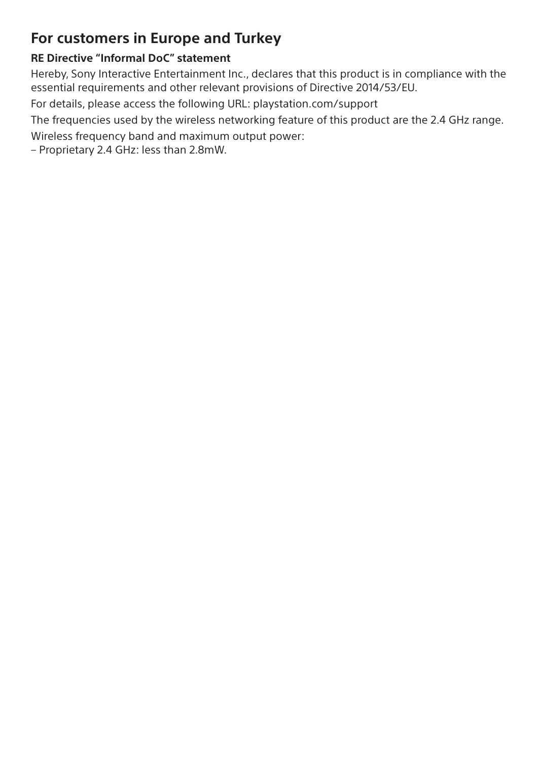## For customers in Europe and Turkey

### RE Directive "Informal DoC" statement

Hereby, Sony Interactive Entertainment Inc., declares that this product is in compliance with the essential requirements and other relevant provisions of Directive 2014/53/EU.

For details, please access the following URL: playstation.com/support

The frequencies used by the wireless networking feature of this product are the 2.4 GHz range.

Wireless frequency band and maximum output power:

– Proprietary 2.4 GHz: less than 2.8mW.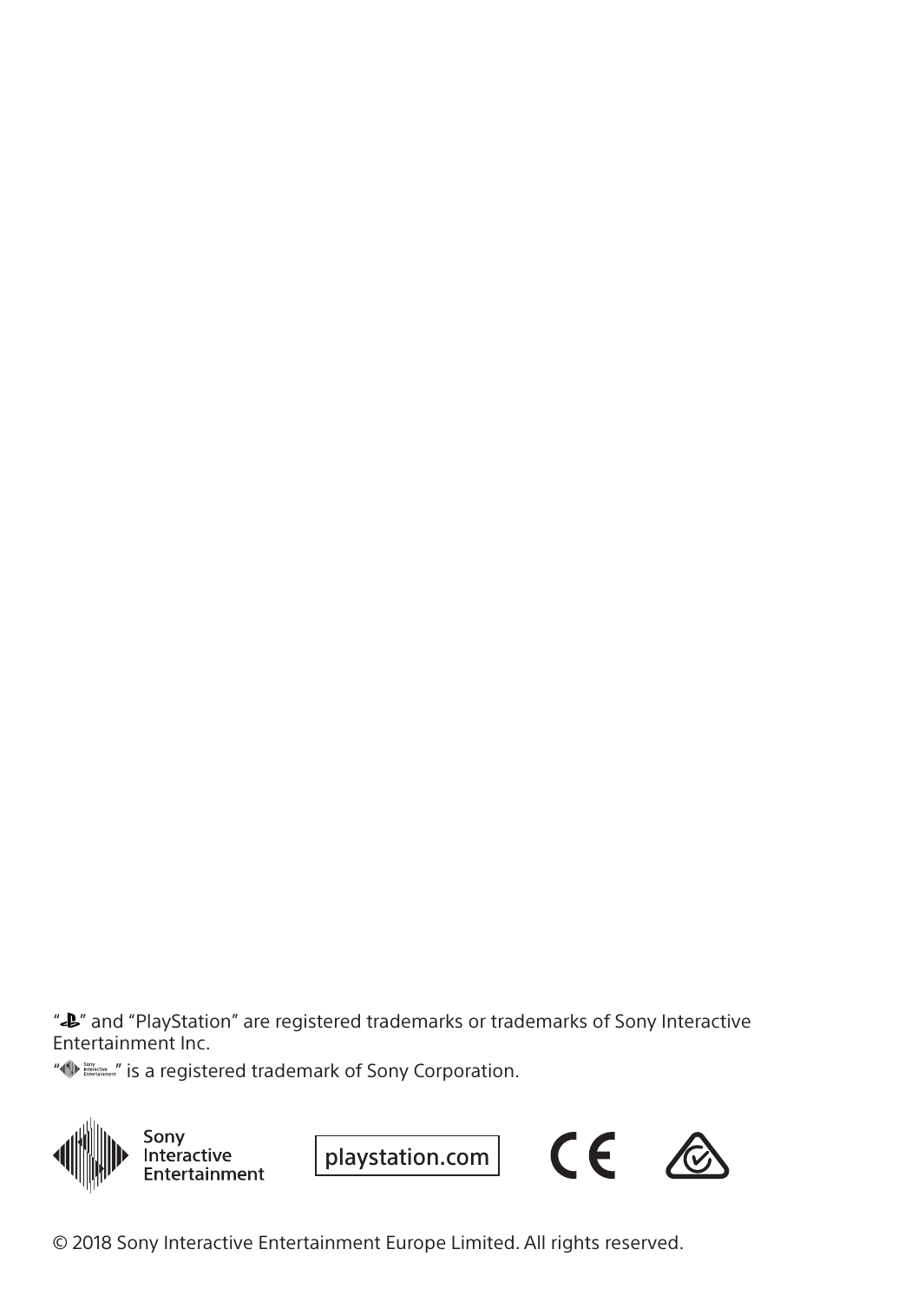"" and "PlayStation" are registered trademarks or trademarks of Sony Interactive Entertainment Inc.

"" is a registered trademark of Sony Corporation.

Sony Interactive Entertainment

playstation.com

© 2018 Sony Interactive Entertainment Europe Limited. All rights reserved.